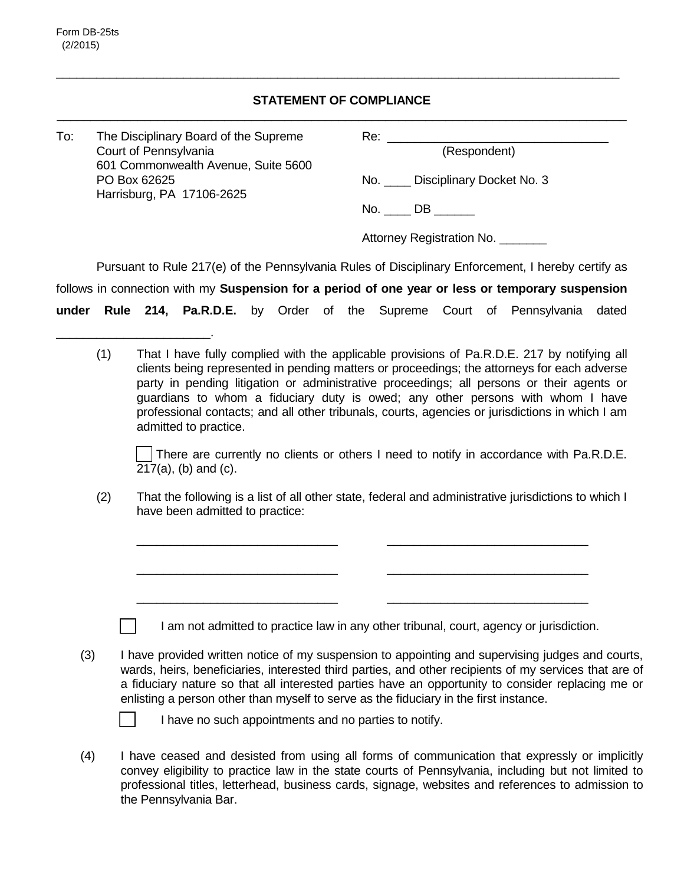Form DB-25ts
(2/2015)

## STATEMENT OF COMPLIANCE

To: The Disciplinary Board of the Supreme Court of Pennsylvania
601 Commonwealth Avenue, Suite 5600
PO Box 62625
Harrisburg, PA 17106-2625

Re: _________________________________
(Respondent)

No. ____ Disciplinary Docket No. 3

No. ____ DB ______

Attorney Registration No. _______

Pursuant to Rule 217(e) of the Pennsylvania Rules of Disciplinary Enforcement, I hereby certify as follows in connection with my **Suspension for a period of one year or less or temporary suspension under Rule 214, Pa.R.D.E.** by Order of the Supreme Court of Pennsylvania dated ______________________.

(1) That I have fully complied with the applicable provisions of Pa.R.D.E. 217 by notifying all clients being represented in pending matters or proceedings; the attorneys for each adverse party in pending litigation or administrative proceedings; all persons or their agents or guardians to whom a fiduciary duty is owed; any other persons with whom I have professional contacts; and all other tribunals, courts, agencies or jurisdictions in which I am admitted to practice.

☐ There are currently no clients or others I need to notify in accordance with Pa.R.D.E. 217(a), (b) and (c).

(2) That the following is a list of all other state, federal and administrative jurisdictions to which I have been admitted to practice:

______________________________ ______________________________

______________________________ ______________________________

______________________________ ______________________________

☐ I am not admitted to practice law in any other tribunal, court, agency or jurisdiction.

(3) I have provided written notice of my suspension to appointing and supervising judges and courts, wards, heirs, beneficiaries, interested third parties, and other recipients of my services that are of a fiduciary nature so that all interested parties have an opportunity to consider replacing me or enlisting a person other than myself to serve as the fiduciary in the first instance.

☐ I have no such appointments and no parties to notify.

(4) I have ceased and desisted from using all forms of communication that expressly or implicitly convey eligibility to practice law in the state courts of Pennsylvania, including but not limited to professional titles, letterhead, business cards, signage, websites and references to admission to the Pennsylvania Bar.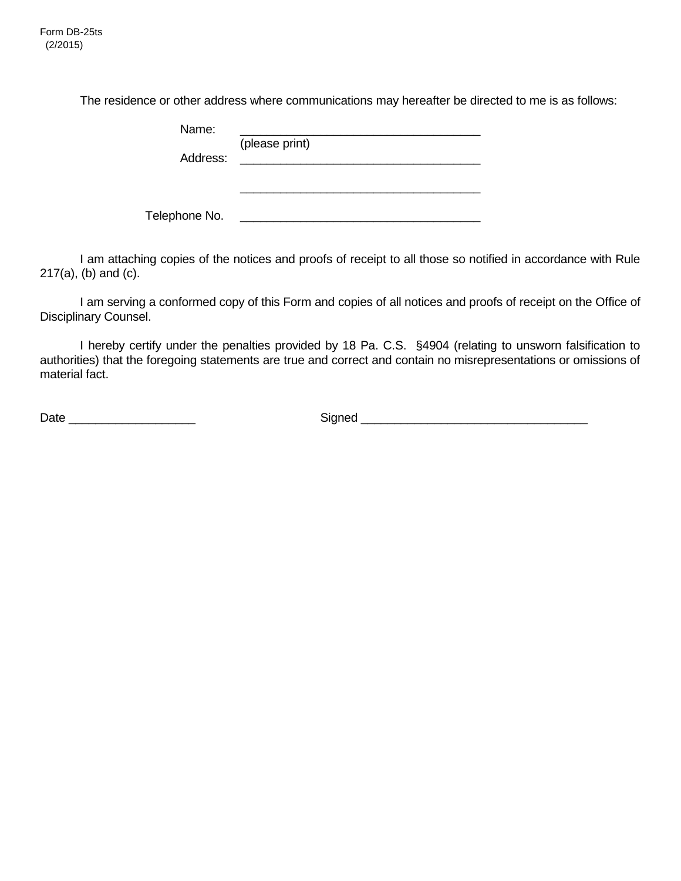Form DB-25ts
(2/2015)

The residence or other address where communications may hereafter be directed to me is as follows:

Name: ____________________________________
(please print)

Address: ____________________________________

____________________________________

Telephone No. ____________________________________

I am attaching copies of the notices and proofs of receipt to all those so notified in accordance with Rule 217(a), (b) and (c).

I am serving a conformed copy of this Form and copies of all notices and proofs of receipt on the Office of Disciplinary Counsel.

I hereby certify under the penalties provided by 18 Pa. C.S. §4904 (relating to unsworn falsification to authorities) that the foregoing statements are true and correct and contain no misrepresentations or omissions of material fact.

Date ___________________ Signed __________________________________